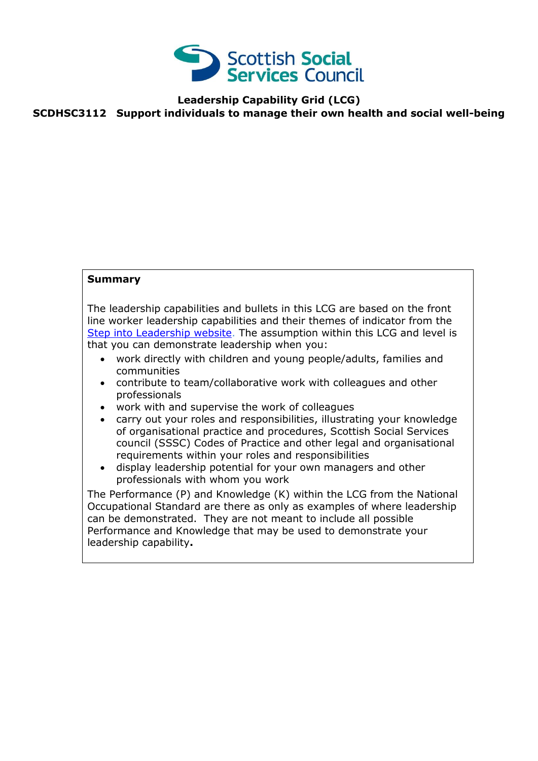Scottish Social Services Council

# Leadership Capability Grid (LCG)

## SCDHSC3112 Support individuals to manage their own health and social well-being

**Summary**

The leadership capabilities and bullets in this LCG are based on the front line worker leadership capabilities and their themes of indicator from the [Step into Leadership website](). The assumption within this LCG and level is that you can demonstrate leadership when you:

- work directly with children and young people/adults, families and communities
- contribute to team/collaborative work with colleagues and other professionals
- work with and supervise the work of colleagues
- carry out your roles and responsibilities, illustrating your knowledge of organisational practice and procedures, Scottish Social Services council (SSSC) Codes of Practice and other legal and organisational requirements within your roles and responsibilities
- display leadership potential for your own managers and other professionals with whom you work

The Performance (P) and Knowledge (K) within the LCG from the National Occupational Standard are there as only as examples of where leadership can be demonstrated. They are not meant to include all possible Performance and Knowledge that may be used to demonstrate your leadership capability**.**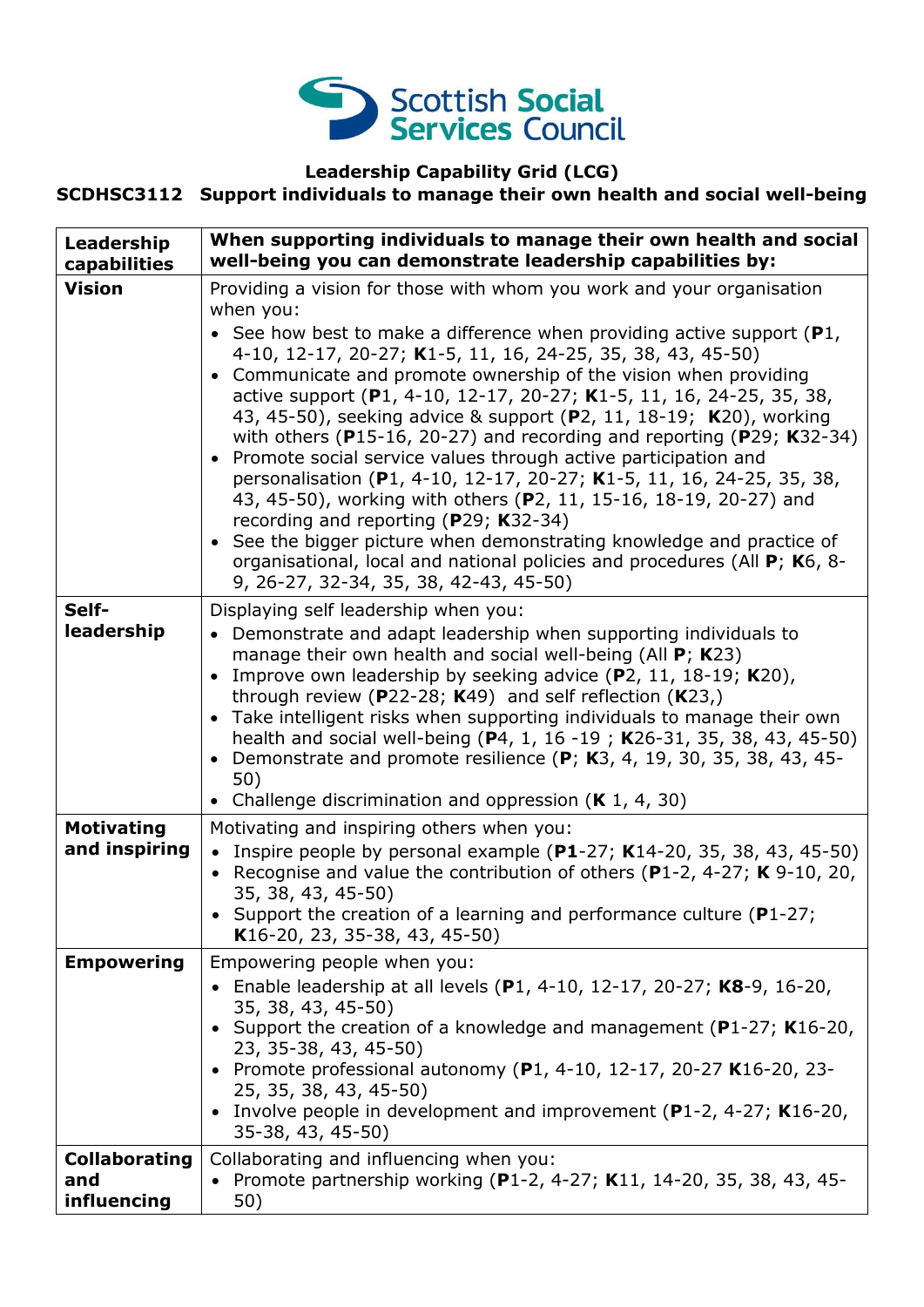Scottish Social Services Council

**Leadership Capability Grid (LCG)**

**SCDHSC3112 Support individuals to manage their own health and social well-being**

| **Leadership capabilities** | **When supporting individuals to manage their own health and social well-being you can demonstrate leadership capabilities by:** |
|---|---|
| **Vision** | Providing a vision for those with whom you work and your organisation when you:<br>• See how best to make a difference when providing active support (**P**1, 4-10, 12-17, 20-27; **K**1-5, 11, 16, 24-25, 35, 38, 43, 45-50)<br>• Communicate and promote ownership of the vision when providing active support (**P**1, 4-10, 12-17, 20-27; **K**1-5, 11, 16, 24-25, 35, 38, 43, 45-50), seeking advice & support (**P**2, 11, 18-19; **K**20), working with others (**P**15-16, 20-27) and recording and reporting (**P**29; **K**32-34)<br>• Promote social service values through active participation and personalisation (**P**1, 4-10, 12-17, 20-27; **K**1-5, 11, 16, 24-25, 35, 38, 43, 45-50), working with others (**P**2, 11, 15-16, 18-19, 20-27) and recording and reporting (**P**29; **K**32-34)<br>• See the bigger picture when demonstrating knowledge and practice of organisational, local and national policies and procedures (All **P**; **K**6, 8-9, 26-27, 32-34, 35, 38, 42-43, 45-50) |
| **Self-leadership** | Displaying self leadership when you:<br>• Demonstrate and adapt leadership when supporting individuals to manage their own health and social well-being (All **P**; **K**23)<br>• Improve own leadership by seeking advice (**P**2, 11, 18-19; **K**20), through review (**P**22-28; **K**49) and self reflection (**K**23,)<br>• Take intelligent risks when supporting individuals to manage their own health and social well-being (**P**4, 1, 16 -19 ; **K**26-31, 35, 38, 43, 45-50)<br>• Demonstrate and promote resilience (**P**; **K**3, 4, 19, 30, 35, 38, 43, 45-50)<br>• Challenge discrimination and oppression (**K** 1, 4, 30) |
| **Motivating and inspiring** | Motivating and inspiring others when you:<br>• Inspire people by personal example (**P1**-27; **K**14-20, 35, 38, 43, 45-50)<br>• Recognise and value the contribution of others (**P**1-2, 4-27; **K** 9-10, 20, 35, 38, 43, 45-50)<br>• Support the creation of a learning and performance culture (**P**1-27; **K**16-20, 23, 35-38, 43, 45-50) |
| **Empowering** | Empowering people when you:<br>• Enable leadership at all levels (**P**1, 4-10, 12-17, 20-27; **K8**-9, 16-20, 35, 38, 43, 45-50)<br>• Support the creation of a knowledge and management (**P**1-27; **K**16-20, 23, 35-38, 43, 45-50)<br>• Promote professional autonomy (**P**1, 4-10, 12-17, 20-27 **K**16-20, 23-25, 35, 38, 43, 45-50)<br>• Involve people in development and improvement (**P**1-2, 4-27; **K**16-20, 35-38, 43, 45-50) |
| **Collaborating and influencing** | Collaborating and influencing when you:<br>• Promote partnership working (**P**1-2, 4-27; **K**11, 14-20, 35, 38, 43, 45-50) |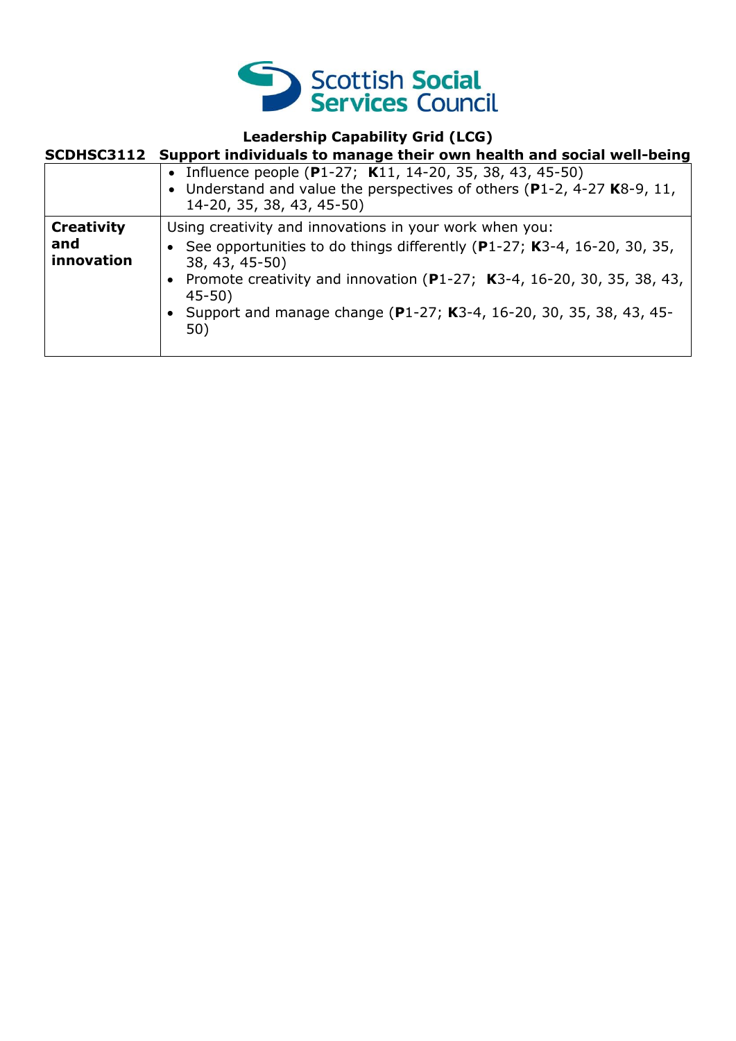**Leadership Capability Grid (LCG)**

**SCDHSC3112 Support individuals to manage their own health and social well-being**

| | |
|---|---|
| | • Influence people (**P**1-27; **K**11, 14-20, 35, 38, 43, 45-50)<br>• Understand and value the perspectives of others (**P**1-2, 4-27 **K**8-9, 11, 14-20, 35, 38, 43, 45-50) |
| **Creativity and innovation** | Using creativity and innovations in your work when you:<br>• See opportunities to do things differently (**P**1-27; **K**3-4, 16-20, 30, 35, 38, 43, 45-50)<br>• Promote creativity and innovation (**P**1-27; **K**3-4, 16-20, 30, 35, 38, 43, 45-50)<br>• Support and manage change (**P**1-27; **K**3-4, 16-20, 30, 35, 38, 43, 45-50) |